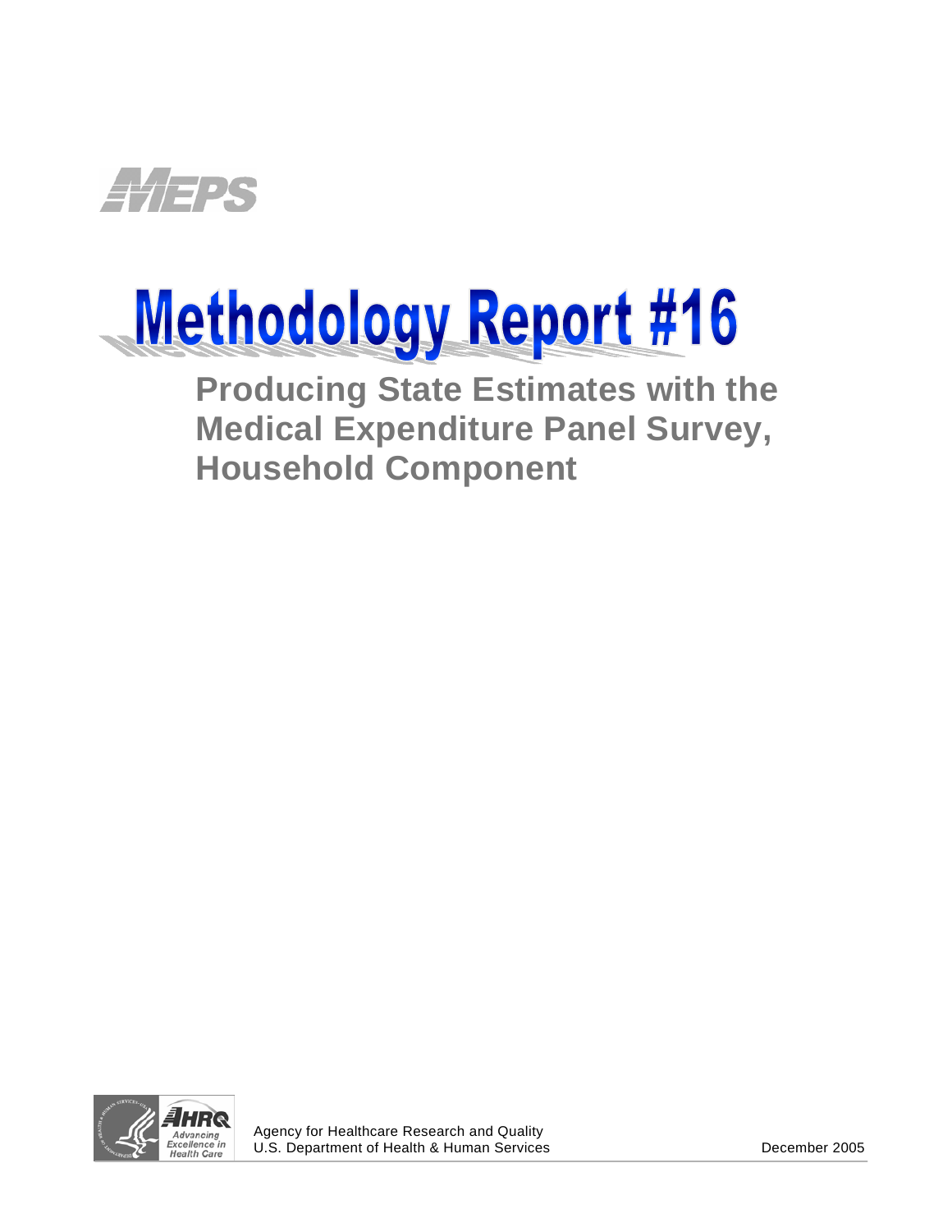MEPS

# Methodology Report #16

## Producing State Estimates with the Medical Expenditure Panel Survey, Household Component

AHRQ Advancing Excellence in Health Care

Agency for Healthcare Research and Quality
U.S. Department of Health & Human Services

December 2005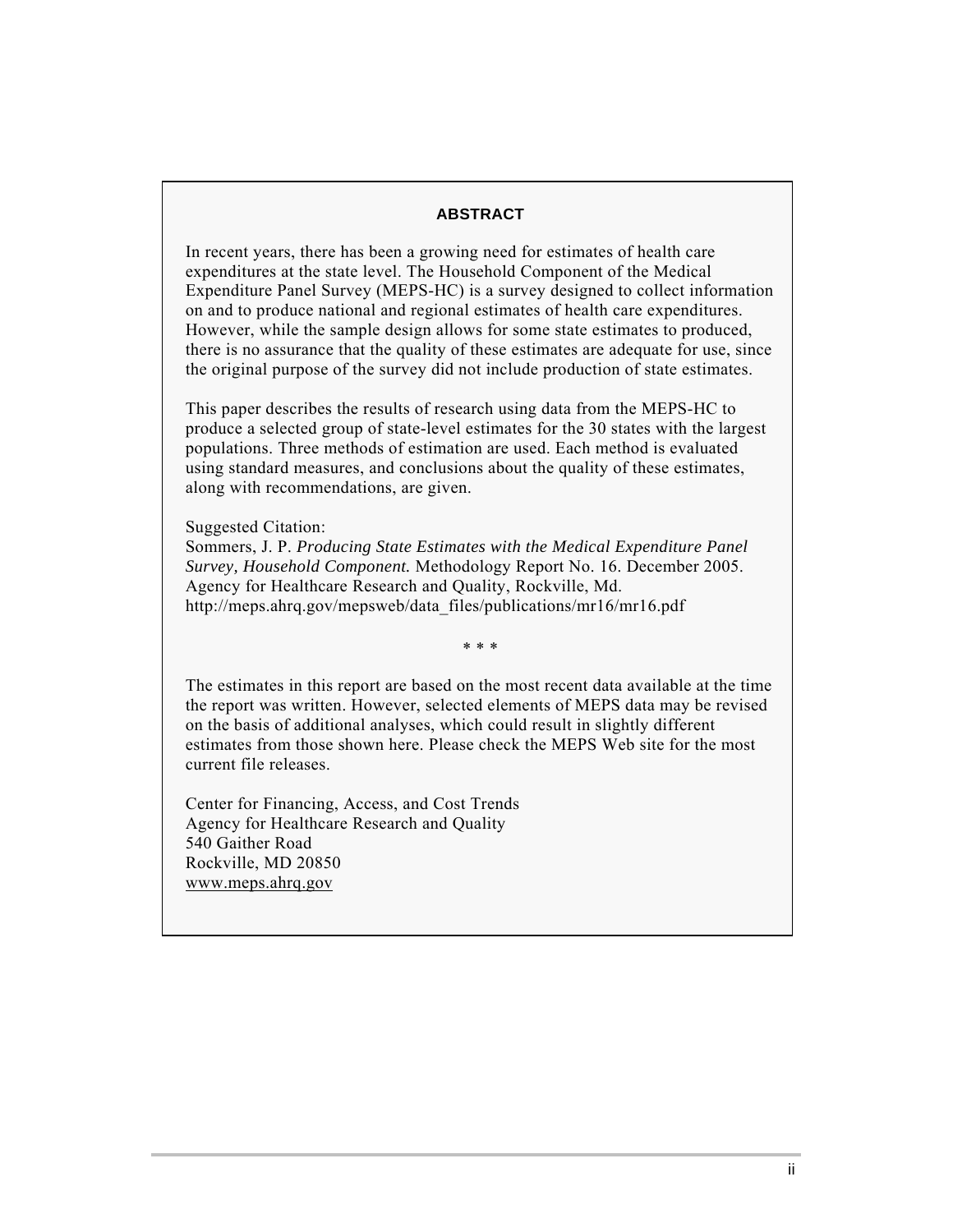## ABSTRACT

In recent years, there has been a growing need for estimates of health care expenditures at the state level. The Household Component of the Medical Expenditure Panel Survey (MEPS-HC) is a survey designed to collect information on and to produce national and regional estimates of health care expenditures. However, while the sample design allows for some state estimates to produced, there is no assurance that the quality of these estimates are adequate for use, since the original purpose of the survey did not include production of state estimates.

This paper describes the results of research using data from the MEPS-HC to produce a selected group of state-level estimates for the 30 states with the largest populations. Three methods of estimation are used. Each method is evaluated using standard measures, and conclusions about the quality of these estimates, along with recommendations, are given.

Suggested Citation:
Sommers, J. P. *Producing State Estimates with the Medical Expenditure Panel Survey, Household Component.* Methodology Report No. 16. December 2005. Agency for Healthcare Research and Quality, Rockville, Md. http://meps.ahrq.gov/mepsweb/data_files/publications/mr16/mr16.pdf

\* \* \*

The estimates in this report are based on the most recent data available at the time the report was written. However, selected elements of MEPS data may be revised on the basis of additional analyses, which could result in slightly different estimates from those shown here. Please check the MEPS Web site for the most current file releases.

Center for Financing, Access, and Cost Trends
Agency for Healthcare Research and Quality
540 Gaither Road
Rockville, MD 20850
www.meps.ahrq.gov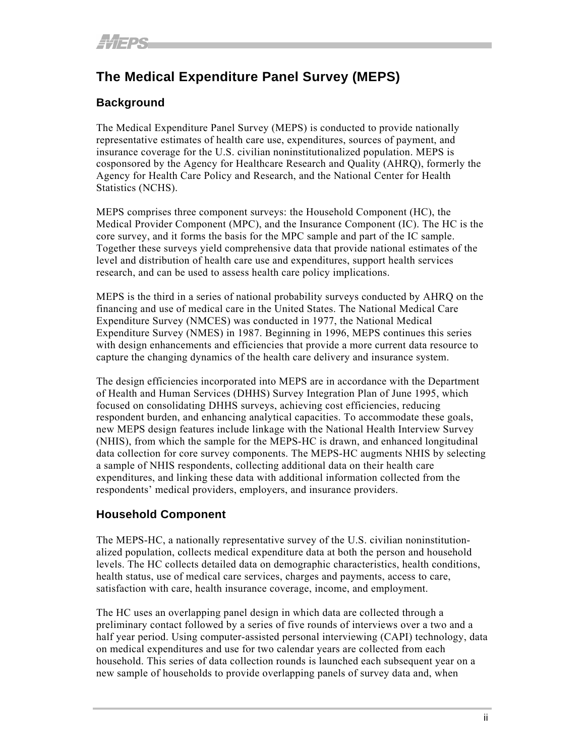# The Medical Expenditure Panel Survey (MEPS)

## Background

The Medical Expenditure Panel Survey (MEPS) is conducted to provide nationally representative estimates of health care use, expenditures, sources of payment, and insurance coverage for the U.S. civilian noninstitutionalized population. MEPS is cosponsored by the Agency for Healthcare Research and Quality (AHRQ), formerly the Agency for Health Care Policy and Research, and the National Center for Health Statistics (NCHS).

MEPS comprises three component surveys: the Household Component (HC), the Medical Provider Component (MPC), and the Insurance Component (IC). The HC is the core survey, and it forms the basis for the MPC sample and part of the IC sample. Together these surveys yield comprehensive data that provide national estimates of the level and distribution of health care use and expenditures, support health services research, and can be used to assess health care policy implications.

MEPS is the third in a series of national probability surveys conducted by AHRQ on the financing and use of medical care in the United States. The National Medical Care Expenditure Survey (NMCES) was conducted in 1977, the National Medical Expenditure Survey (NMES) in 1987. Beginning in 1996, MEPS continues this series with design enhancements and efficiencies that provide a more current data resource to capture the changing dynamics of the health care delivery and insurance system.

The design efficiencies incorporated into MEPS are in accordance with the Department of Health and Human Services (DHHS) Survey Integration Plan of June 1995, which focused on consolidating DHHS surveys, achieving cost efficiencies, reducing respondent burden, and enhancing analytical capacities. To accommodate these goals, new MEPS design features include linkage with the National Health Interview Survey (NHIS), from which the sample for the MEPS-HC is drawn, and enhanced longitudinal data collection for core survey components. The MEPS-HC augments NHIS by selecting a sample of NHIS respondents, collecting additional data on their health care expenditures, and linking these data with additional information collected from the respondents' medical providers, employers, and insurance providers.

## Household Component

The MEPS-HC, a nationally representative survey of the U.S. civilian noninstitutionalized population, collects medical expenditure data at both the person and household levels. The HC collects detailed data on demographic characteristics, health conditions, health status, use of medical care services, charges and payments, access to care, satisfaction with care, health insurance coverage, income, and employment.

The HC uses an overlapping panel design in which data are collected through a preliminary contact followed by a series of five rounds of interviews over a two and a half year period. Using computer-assisted personal interviewing (CAPI) technology, data on medical expenditures and use for two calendar years are collected from each household. This series of data collection rounds is launched each subsequent year on a new sample of households to provide overlapping panels of survey data and, when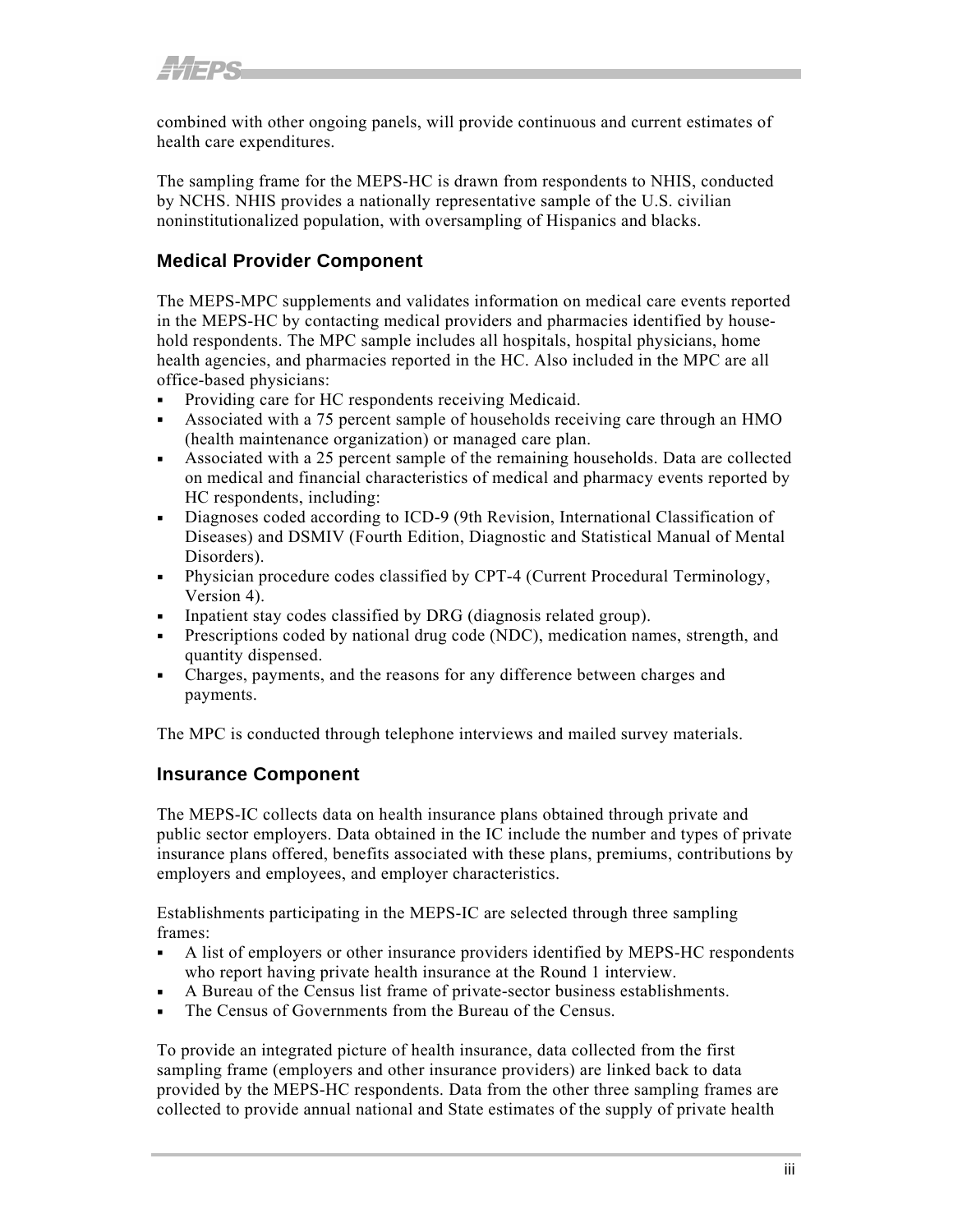combined with other ongoing panels, will provide continuous and current estimates of health care expenditures.

The sampling frame for the MEPS-HC is drawn from respondents to NHIS, conducted by NCHS. NHIS provides a nationally representative sample of the U.S. civilian noninstitutionalized population, with oversampling of Hispanics and blacks.

## Medical Provider Component

The MEPS-MPC supplements and validates information on medical care events reported in the MEPS-HC by contacting medical providers and pharmacies identified by household respondents. The MPC sample includes all hospitals, hospital physicians, home health agencies, and pharmacies reported in the HC. Also included in the MPC are all office-based physicians:

- Providing care for HC respondents receiving Medicaid.
- Associated with a 75 percent sample of households receiving care through an HMO (health maintenance organization) or managed care plan.
- Associated with a 25 percent sample of the remaining households. Data are collected on medical and financial characteristics of medical and pharmacy events reported by HC respondents, including:
- Diagnoses coded according to ICD-9 (9th Revision, International Classification of Diseases) and DSMIV (Fourth Edition, Diagnostic and Statistical Manual of Mental Disorders).
- Physician procedure codes classified by CPT-4 (Current Procedural Terminology, Version 4).
- Inpatient stay codes classified by DRG (diagnosis related group).
- Prescriptions coded by national drug code (NDC), medication names, strength, and quantity dispensed.
- Charges, payments, and the reasons for any difference between charges and payments.

The MPC is conducted through telephone interviews and mailed survey materials.

## Insurance Component

The MEPS-IC collects data on health insurance plans obtained through private and public sector employers. Data obtained in the IC include the number and types of private insurance plans offered, benefits associated with these plans, premiums, contributions by employers and employees, and employer characteristics.

Establishments participating in the MEPS-IC are selected through three sampling frames:

- A list of employers or other insurance providers identified by MEPS-HC respondents who report having private health insurance at the Round 1 interview.
- A Bureau of the Census list frame of private-sector business establishments.
- The Census of Governments from the Bureau of the Census.

To provide an integrated picture of health insurance, data collected from the first sampling frame (employers and other insurance providers) are linked back to data provided by the MEPS-HC respondents. Data from the other three sampling frames are collected to provide annual national and State estimates of the supply of private health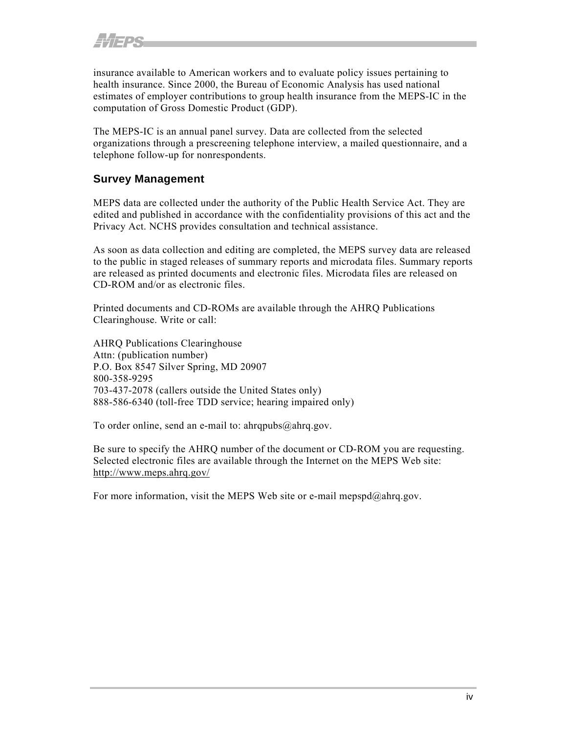insurance available to American workers and to evaluate policy issues pertaining to health insurance. Since 2000, the Bureau of Economic Analysis has used national estimates of employer contributions to group health insurance from the MEPS-IC in the computation of Gross Domestic Product (GDP).

The MEPS-IC is an annual panel survey. Data are collected from the selected organizations through a prescreening telephone interview, a mailed questionnaire, and a telephone follow-up for nonrespondents.

## Survey Management

MEPS data are collected under the authority of the Public Health Service Act. They are edited and published in accordance with the confidentiality provisions of this act and the Privacy Act. NCHS provides consultation and technical assistance.

As soon as data collection and editing are completed, the MEPS survey data are released to the public in staged releases of summary reports and microdata files. Summary reports are released as printed documents and electronic files. Microdata files are released on CD-ROM and/or as electronic files.

Printed documents and CD-ROMs are available through the AHRQ Publications Clearinghouse. Write or call:

AHRQ Publications Clearinghouse
Attn: (publication number)
P.O. Box 8547 Silver Spring, MD 20907
800-358-9295
703-437-2078 (callers outside the United States only)
888-586-6340 (toll-free TDD service; hearing impaired only)

To order online, send an e-mail to: ahrqpubs@ahrq.gov.

Be sure to specify the AHRQ number of the document or CD-ROM you are requesting. Selected electronic files are available through the Internet on the MEPS Web site: http://www.meps.ahrq.gov/

For more information, visit the MEPS Web site or e-mail mepspd@ahrq.gov.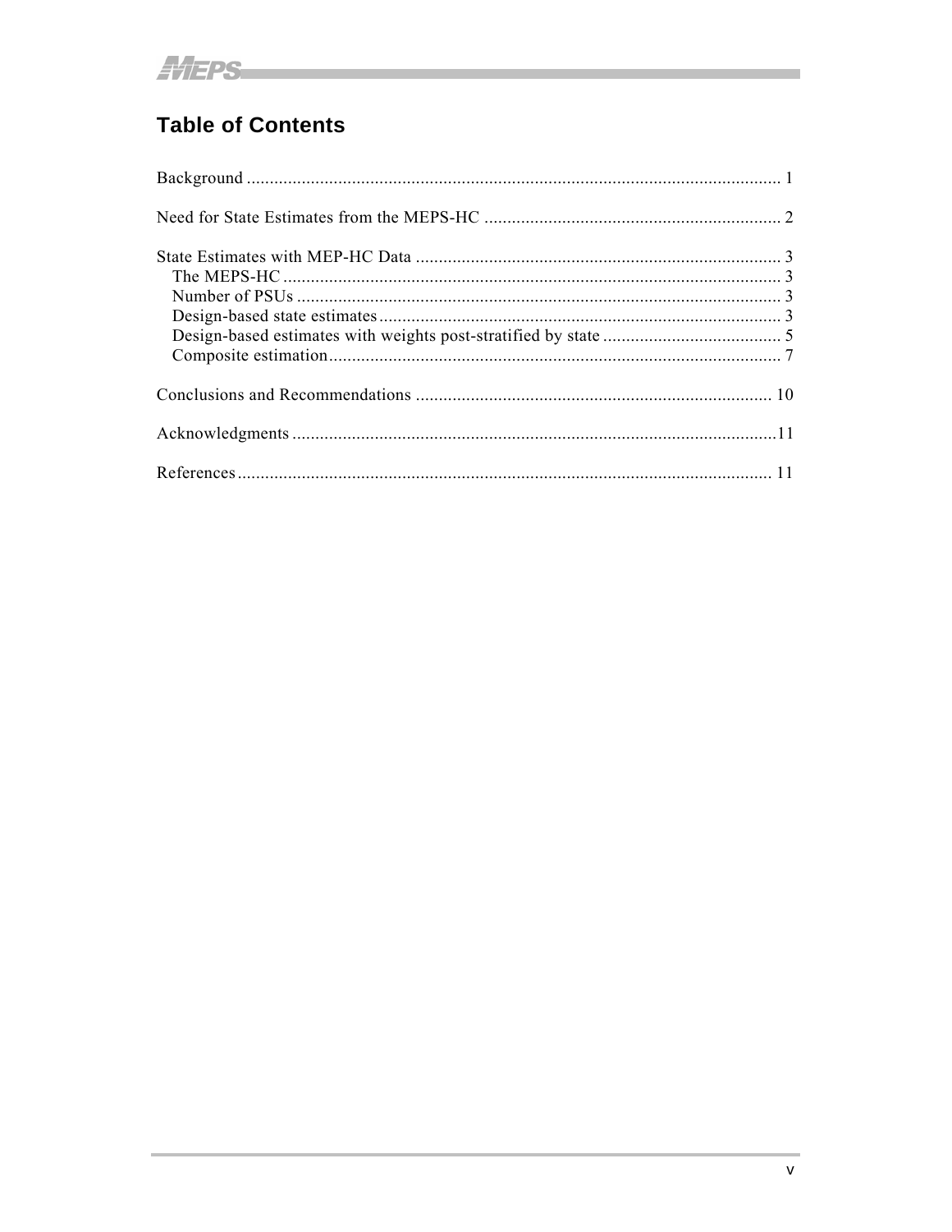# Table of Contents

Background ..................................................................................................................... 1

Need for State Estimates from the MEPS-HC ................................................................. 2

State Estimates with MEP-HC Data ................................................................................ 3
- The MEPS-HC ............................................................................................................ 3
- Number of PSUs .......................................................................................................... 3
- Design-based state estimates ....................................................................................... 3
- Design-based estimates with weights post-stratified by state ....................................... 5
- Composite estimation .................................................................................................. 7

Conclusions and Recommendations .............................................................................. 10

Acknowledgments ..........................................................................................................11

References ..................................................................................................................... 11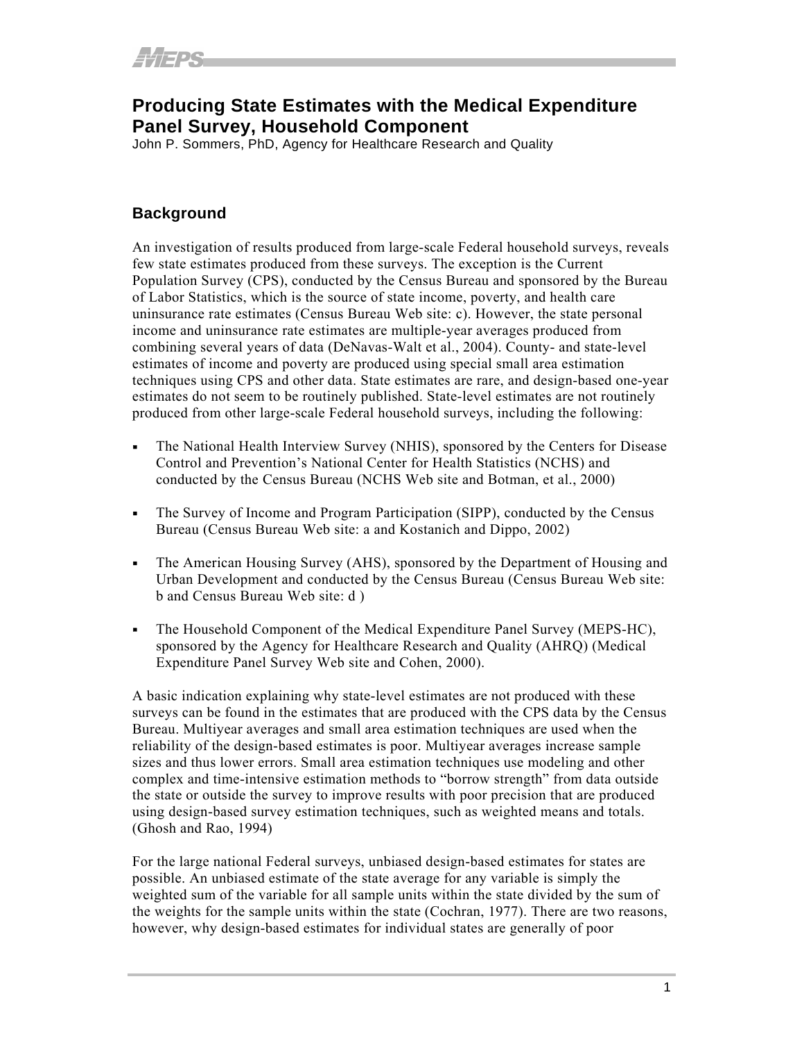# Producing State Estimates with the Medical Expenditure Panel Survey, Household Component

John P. Sommers, PhD, Agency for Healthcare Research and Quality

## Background

An investigation of results produced from large-scale Federal household surveys, reveals few state estimates produced from these surveys. The exception is the Current Population Survey (CPS), conducted by the Census Bureau and sponsored by the Bureau of Labor Statistics, which is the source of state income, poverty, and health care uninsurance rate estimates (Census Bureau Web site: c). However, the state personal income and uninsurance rate estimates are multiple-year averages produced from combining several years of data (DeNavas-Walt et al., 2004). County- and state-level estimates of income and poverty are produced using special small area estimation techniques using CPS and other data. State estimates are rare, and design-based one-year estimates do not seem to be routinely published. State-level estimates are not routinely produced from other large-scale Federal household surveys, including the following:

- The National Health Interview Survey (NHIS), sponsored by the Centers for Disease Control and Prevention's National Center for Health Statistics (NCHS) and conducted by the Census Bureau (NCHS Web site and Botman, et al., 2000)
- The Survey of Income and Program Participation (SIPP), conducted by the Census Bureau (Census Bureau Web site: a and Kostanich and Dippo, 2002)
- The American Housing Survey (AHS), sponsored by the Department of Housing and Urban Development and conducted by the Census Bureau (Census Bureau Web site: b and Census Bureau Web site: d )
- The Household Component of the Medical Expenditure Panel Survey (MEPS-HC), sponsored by the Agency for Healthcare Research and Quality (AHRQ) (Medical Expenditure Panel Survey Web site and Cohen, 2000).

A basic indication explaining why state-level estimates are not produced with these surveys can be found in the estimates that are produced with the CPS data by the Census Bureau. Multiyear averages and small area estimation techniques are used when the reliability of the design-based estimates is poor. Multiyear averages increase sample sizes and thus lower errors. Small area estimation techniques use modeling and other complex and time-intensive estimation methods to "borrow strength" from data outside the state or outside the survey to improve results with poor precision that are produced using design-based survey estimation techniques, such as weighted means and totals. (Ghosh and Rao, 1994)

For the large national Federal surveys, unbiased design-based estimates for states are possible. An unbiased estimate of the state average for any variable is simply the weighted sum of the variable for all sample units within the state divided by the sum of the weights for the sample units within the state (Cochran, 1977). There are two reasons, however, why design-based estimates for individual states are generally of poor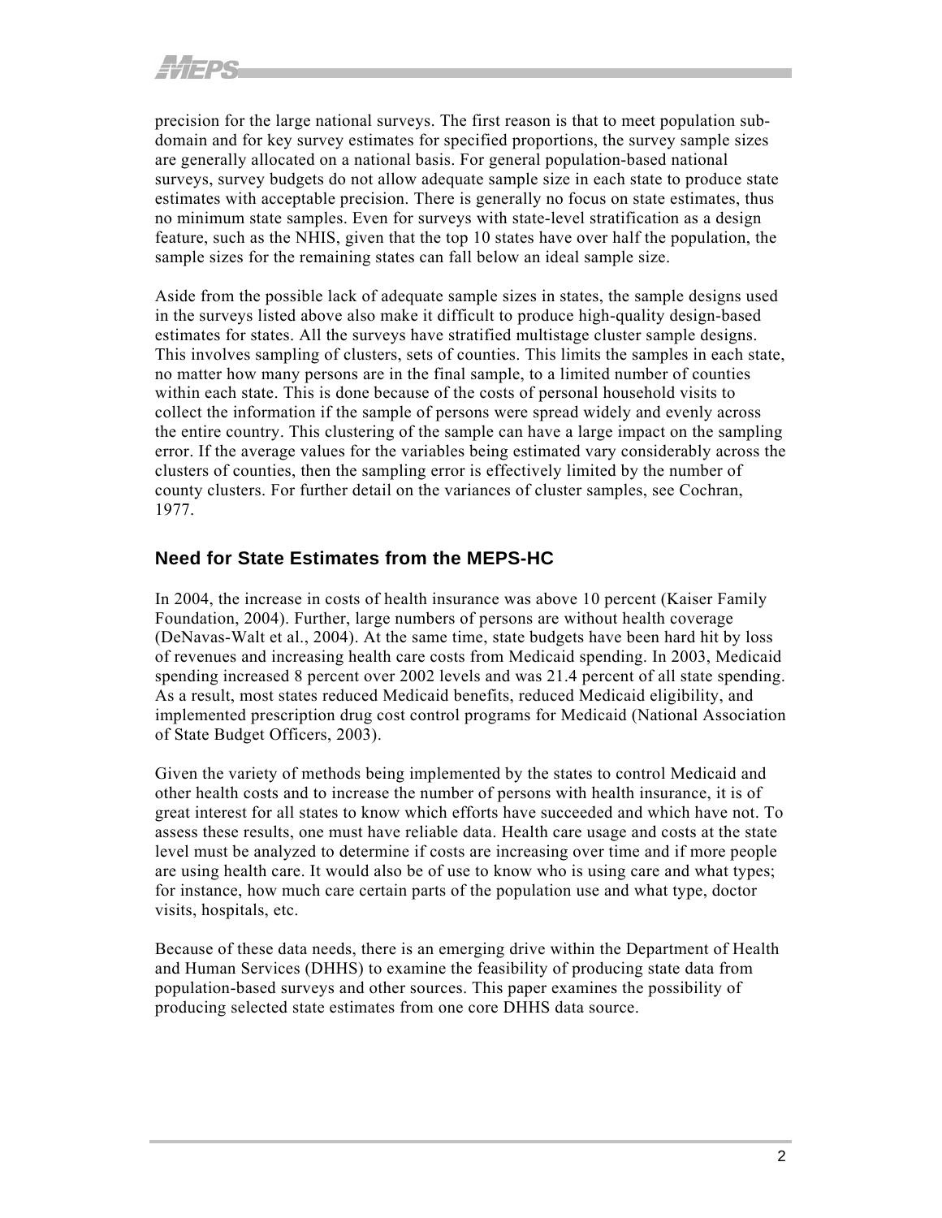precision for the large national surveys. The first reason is that to meet population sub-domain and for key survey estimates for specified proportions, the survey sample sizes are generally allocated on a national basis. For general population-based national surveys, survey budgets do not allow adequate sample size in each state to produce state estimates with acceptable precision. There is generally no focus on state estimates, thus no minimum state samples. Even for surveys with state-level stratification as a design feature, such as the NHIS, given that the top 10 states have over half the population, the sample sizes for the remaining states can fall below an ideal sample size.

Aside from the possible lack of adequate sample sizes in states, the sample designs used in the surveys listed above also make it difficult to produce high-quality design-based estimates for states. All the surveys have stratified multistage cluster sample designs. This involves sampling of clusters, sets of counties. This limits the samples in each state, no matter how many persons are in the final sample, to a limited number of counties within each state. This is done because of the costs of personal household visits to collect the information if the sample of persons were spread widely and evenly across the entire country. This clustering of the sample can have a large impact on the sampling error. If the average values for the variables being estimated vary considerably across the clusters of counties, then the sampling error is effectively limited by the number of county clusters. For further detail on the variances of cluster samples, see Cochran, 1977.

## Need for State Estimates from the MEPS-HC

In 2004, the increase in costs of health insurance was above 10 percent (Kaiser Family Foundation, 2004). Further, large numbers of persons are without health coverage (DeNavas-Walt et al., 2004). At the same time, state budgets have been hard hit by loss of revenues and increasing health care costs from Medicaid spending. In 2003, Medicaid spending increased 8 percent over 2002 levels and was 21.4 percent of all state spending. As a result, most states reduced Medicaid benefits, reduced Medicaid eligibility, and implemented prescription drug cost control programs for Medicaid (National Association of State Budget Officers, 2003).

Given the variety of methods being implemented by the states to control Medicaid and other health costs and to increase the number of persons with health insurance, it is of great interest for all states to know which efforts have succeeded and which have not. To assess these results, one must have reliable data. Health care usage and costs at the state level must be analyzed to determine if costs are increasing over time and if more people are using health care. It would also be of use to know who is using care and what types; for instance, how much care certain parts of the population use and what type, doctor visits, hospitals, etc.

Because of these data needs, there is an emerging drive within the Department of Health and Human Services (DHHS) to examine the feasibility of producing state data from population-based surveys and other sources. This paper examines the possibility of producing selected state estimates from one core DHHS data source.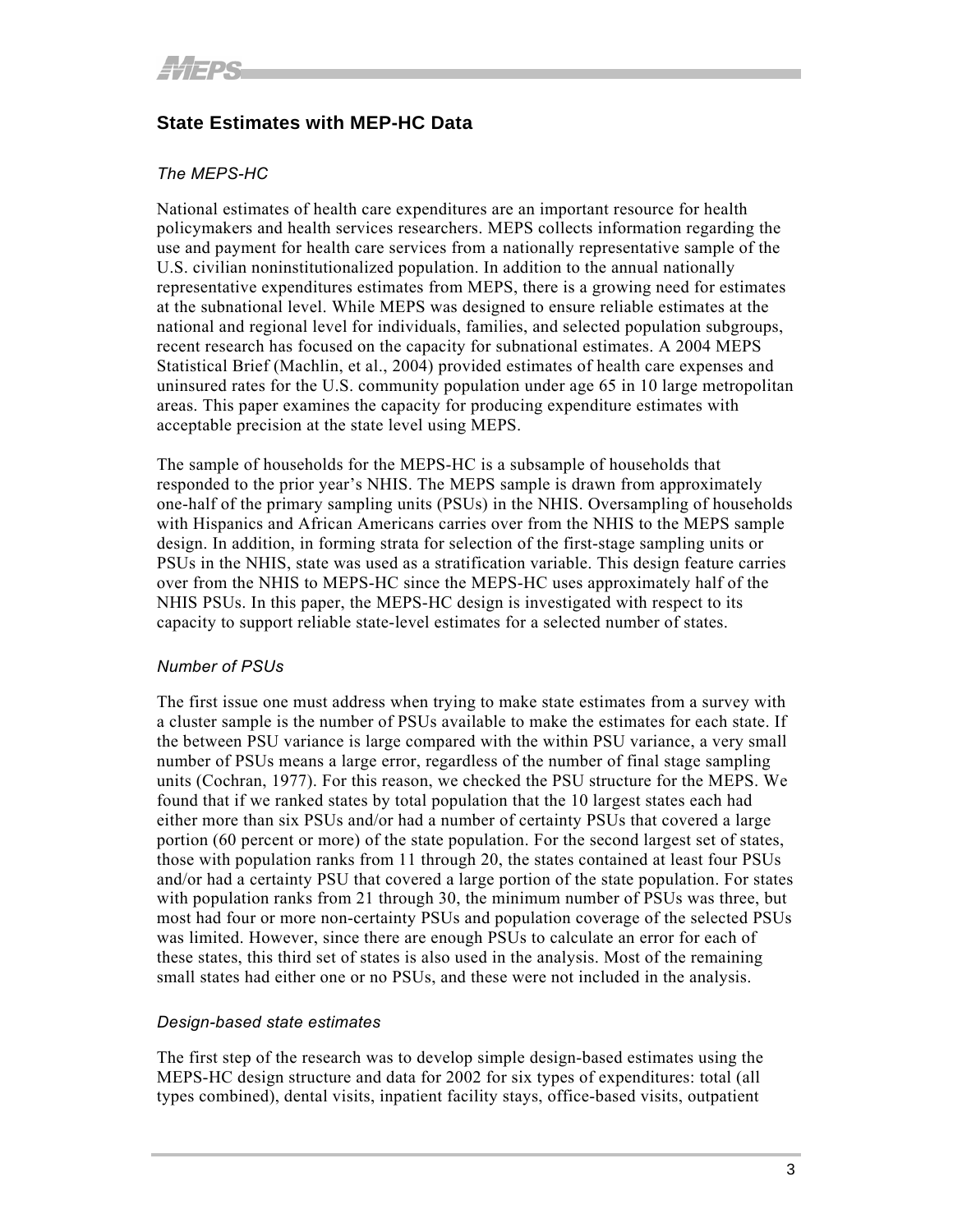## State Estimates with MEP-HC Data

*The MEPS-HC*

National estimates of health care expenditures are an important resource for health policymakers and health services researchers. MEPS collects information regarding the use and payment for health care services from a nationally representative sample of the U.S. civilian noninstitutionalized population. In addition to the annual nationally representative expenditures estimates from MEPS, there is a growing need for estimates at the subnational level. While MEPS was designed to ensure reliable estimates at the national and regional level for individuals, families, and selected population subgroups, recent research has focused on the capacity for subnational estimates. A 2004 MEPS Statistical Brief (Machlin, et al., 2004) provided estimates of health care expenses and uninsured rates for the U.S. community population under age 65 in 10 large metropolitan areas. This paper examines the capacity for producing expenditure estimates with acceptable precision at the state level using MEPS.

The sample of households for the MEPS-HC is a subsample of households that responded to the prior year's NHIS. The MEPS sample is drawn from approximately one-half of the primary sampling units (PSUs) in the NHIS. Oversampling of households with Hispanics and African Americans carries over from the NHIS to the MEPS sample design. In addition, in forming strata for selection of the first-stage sampling units or PSUs in the NHIS, state was used as a stratification variable. This design feature carries over from the NHIS to MEPS-HC since the MEPS-HC uses approximately half of the NHIS PSUs. In this paper, the MEPS-HC design is investigated with respect to its capacity to support reliable state-level estimates for a selected number of states.

*Number of PSUs*

The first issue one must address when trying to make state estimates from a survey with a cluster sample is the number of PSUs available to make the estimates for each state. If the between PSU variance is large compared with the within PSU variance, a very small number of PSUs means a large error, regardless of the number of final stage sampling units (Cochran, 1977). For this reason, we checked the PSU structure for the MEPS. We found that if we ranked states by total population that the 10 largest states each had either more than six PSUs and/or had a number of certainty PSUs that covered a large portion (60 percent or more) of the state population. For the second largest set of states, those with population ranks from 11 through 20, the states contained at least four PSUs and/or had a certainty PSU that covered a large portion of the state population. For states with population ranks from 21 through 30, the minimum number of PSUs was three, but most had four or more non-certainty PSUs and population coverage of the selected PSUs was limited. However, since there are enough PSUs to calculate an error for each of these states, this third set of states is also used in the analysis. Most of the remaining small states had either one or no PSUs, and these were not included in the analysis.

*Design-based state estimates*

The first step of the research was to develop simple design-based estimates using the MEPS-HC design structure and data for 2002 for six types of expenditures: total (all types combined), dental visits, inpatient facility stays, office-based visits, outpatient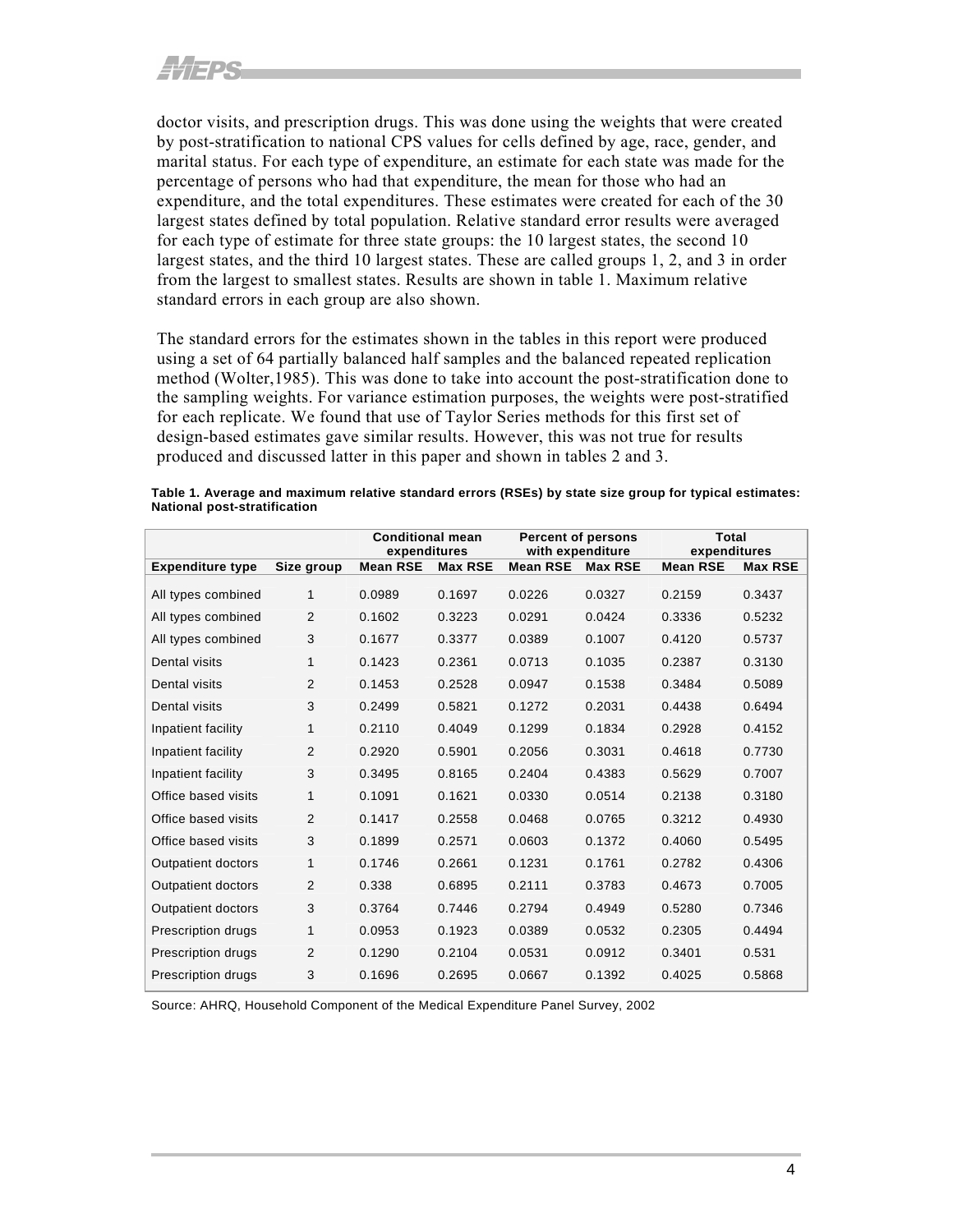doctor visits, and prescription drugs. This was done using the weights that were created by post-stratification to national CPS values for cells defined by age, race, gender, and marital status. For each type of expenditure, an estimate for each state was made for the percentage of persons who had that expenditure, the mean for those who had an expenditure, and the total expenditures. These estimates were created for each of the 30 largest states defined by total population. Relative standard error results were averaged for each type of estimate for three state groups: the 10 largest states, the second 10 largest states, and the third 10 largest states. These are called groups 1, 2, and 3 in order from the largest to smallest states. Results are shown in table 1. Maximum relative standard errors in each group are also shown.

The standard errors for the estimates shown in the tables in this report were produced using a set of 64 partially balanced half samples and the balanced repeated replication method (Wolter,1985). This was done to take into account the post-stratification done to the sampling weights. For variance estimation purposes, the weights were post-stratified for each replicate. We found that use of Taylor Series methods for this first set of design-based estimates gave similar results. However, this was not true for results produced and discussed latter in this paper and shown in tables 2 and 3.

**Table 1. Average and maximum relative standard errors (RSEs) by state size group for typical estimates: National post-stratification**

| | | Conditional mean expenditures | | Percent of persons with expenditure | | Total expenditures | |
|---|---|---|---|---|---|---|---|
| **Expenditure type** | **Size group** | **Mean RSE** | **Max RSE** | **Mean RSE** | **Max RSE** | **Mean RSE** | **Max RSE** |
| All types combined | 1 | 0.0989 | 0.1697 | 0.0226 | 0.0327 | 0.2159 | 0.3437 |
| All types combined | 2 | 0.1602 | 0.3223 | 0.0291 | 0.0424 | 0.3336 | 0.5232 |
| All types combined | 3 | 0.1677 | 0.3377 | 0.0389 | 0.1007 | 0.4120 | 0.5737 |
| Dental visits | 1 | 0.1423 | 0.2361 | 0.0713 | 0.1035 | 0.2387 | 0.3130 |
| Dental visits | 2 | 0.1453 | 0.2528 | 0.0947 | 0.1538 | 0.3484 | 0.5089 |
| Dental visits | 3 | 0.2499 | 0.5821 | 0.1272 | 0.2031 | 0.4438 | 0.6494 |
| Inpatient facility | 1 | 0.2110 | 0.4049 | 0.1299 | 0.1834 | 0.2928 | 0.4152 |
| Inpatient facility | 2 | 0.2920 | 0.5901 | 0.2056 | 0.3031 | 0.4618 | 0.7730 |
| Inpatient facility | 3 | 0.3495 | 0.8165 | 0.2404 | 0.4383 | 0.5629 | 0.7007 |
| Office based visits | 1 | 0.1091 | 0.1621 | 0.0330 | 0.0514 | 0.2138 | 0.3180 |
| Office based visits | 2 | 0.1417 | 0.2558 | 0.0468 | 0.0765 | 0.3212 | 0.4930 |
| Office based visits | 3 | 0.1899 | 0.2571 | 0.0603 | 0.1372 | 0.4060 | 0.5495 |
| Outpatient doctors | 1 | 0.1746 | 0.2661 | 0.1231 | 0.1761 | 0.2782 | 0.4306 |
| Outpatient doctors | 2 | 0.338 | 0.6895 | 0.2111 | 0.3783 | 0.4673 | 0.7005 |
| Outpatient doctors | 3 | 0.3764 | 0.7446 | 0.2794 | 0.4949 | 0.5280 | 0.7346 |
| Prescription drugs | 1 | 0.0953 | 0.1923 | 0.0389 | 0.0532 | 0.2305 | 0.4494 |
| Prescription drugs | 2 | 0.1290 | 0.2104 | 0.0531 | 0.0912 | 0.3401 | 0.531 |
| Prescription drugs | 3 | 0.1696 | 0.2695 | 0.0667 | 0.1392 | 0.4025 | 0.5868 |

Source: AHRQ, Household Component of the Medical Expenditure Panel Survey, 2002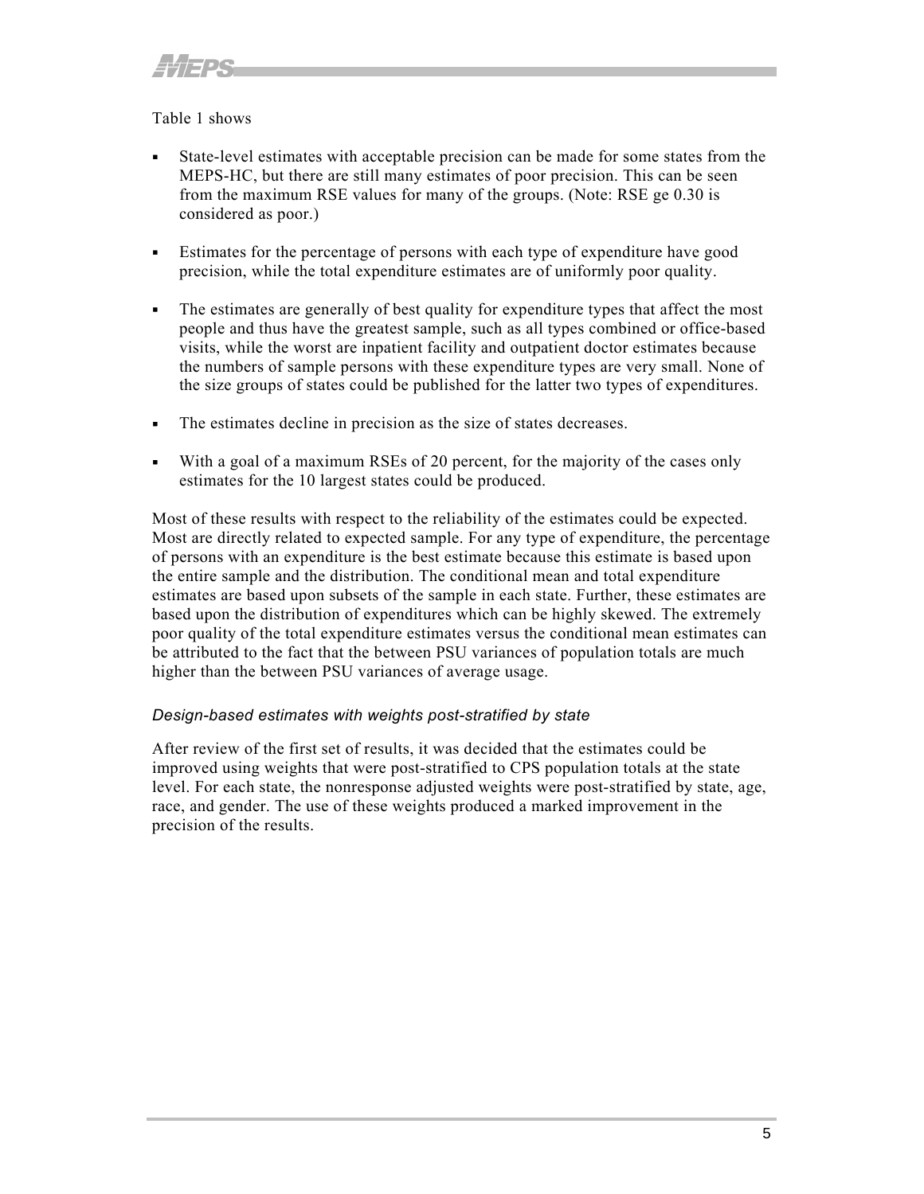Table 1 shows

- State-level estimates with acceptable precision can be made for some states from the MEPS-HC, but there are still many estimates of poor precision. This can be seen from the maximum RSE values for many of the groups. (Note: RSE ge 0.30 is considered as poor.)

- Estimates for the percentage of persons with each type of expenditure have good precision, while the total expenditure estimates are of uniformly poor quality.

- The estimates are generally of best quality for expenditure types that affect the most people and thus have the greatest sample, such as all types combined or office-based visits, while the worst are inpatient facility and outpatient doctor estimates because the numbers of sample persons with these expenditure types are very small. None of the size groups of states could be published for the latter two types of expenditures.

- The estimates decline in precision as the size of states decreases.

- With a goal of a maximum RSEs of 20 percent, for the majority of the cases only estimates for the 10 largest states could be produced.

Most of these results with respect to the reliability of the estimates could be expected. Most are directly related to expected sample. For any type of expenditure, the percentage of persons with an expenditure is the best estimate because this estimate is based upon the entire sample and the distribution. The conditional mean and total expenditure estimates are based upon subsets of the sample in each state. Further, these estimates are based upon the distribution of expenditures which can be highly skewed. The extremely poor quality of the total expenditure estimates versus the conditional mean estimates can be attributed to the fact that the between PSU variances of population totals are much higher than the between PSU variances of average usage.

### *Design-based estimates with weights post-stratified by state*

After review of the first set of results, it was decided that the estimates could be improved using weights that were post-stratified to CPS population totals at the state level. For each state, the nonresponse adjusted weights were post-stratified by state, age, race, and gender. The use of these weights produced a marked improvement in the precision of the results.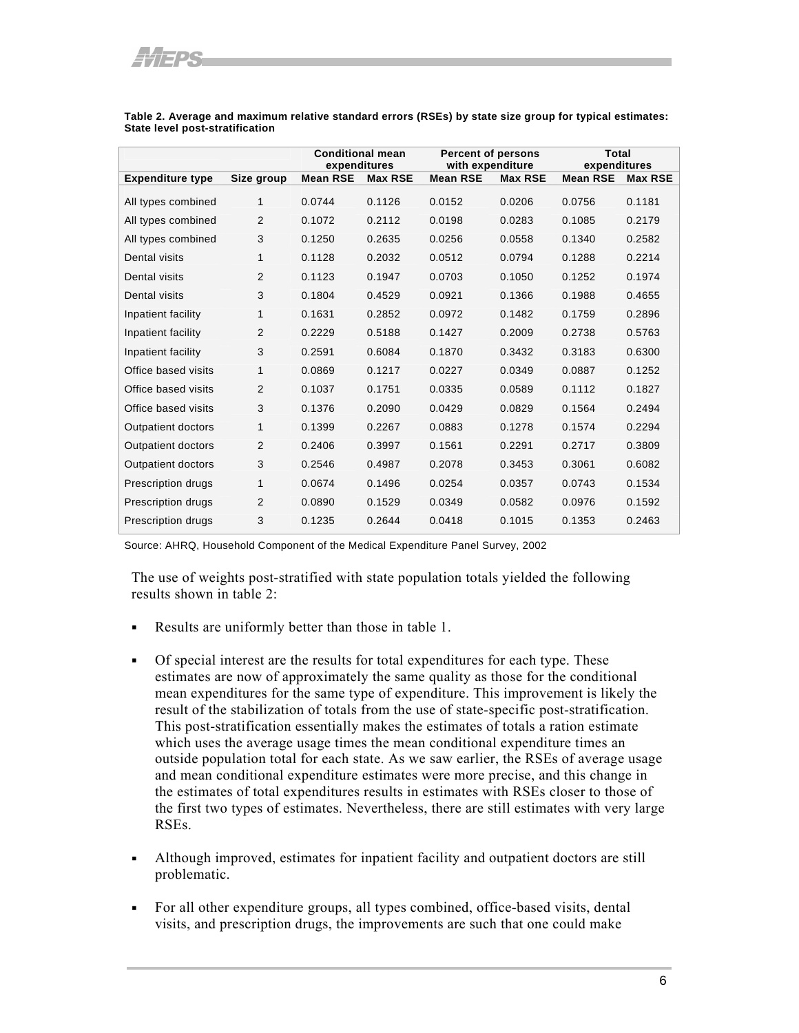**Table 2. Average and maximum relative standard errors (RSEs) by state size group for typical estimates: State level post-stratification**

| | | Conditional mean expenditures | | Percent of persons with expenditure | | Total expenditures | |
|---|---|---|---|---|---|---|---|
| **Expenditure type** | **Size group** | **Mean RSE** | **Max RSE** | **Mean RSE** | **Max RSE** | **Mean RSE** | **Max RSE** |
| All types combined | 1 | 0.0744 | 0.1126 | 0.0152 | 0.0206 | 0.0756 | 0.1181 |
| All types combined | 2 | 0.1072 | 0.2112 | 0.0198 | 0.0283 | 0.1085 | 0.2179 |
| All types combined | 3 | 0.1250 | 0.2635 | 0.0256 | 0.0558 | 0.1340 | 0.2582 |
| Dental visits | 1 | 0.1128 | 0.2032 | 0.0512 | 0.0794 | 0.1288 | 0.2214 |
| Dental visits | 2 | 0.1123 | 0.1947 | 0.0703 | 0.1050 | 0.1252 | 0.1974 |
| Dental visits | 3 | 0.1804 | 0.4529 | 0.0921 | 0.1366 | 0.1988 | 0.4655 |
| Inpatient facility | 1 | 0.1631 | 0.2852 | 0.0972 | 0.1482 | 0.1759 | 0.2896 |
| Inpatient facility | 2 | 0.2229 | 0.5188 | 0.1427 | 0.2009 | 0.2738 | 0.5763 |
| Inpatient facility | 3 | 0.2591 | 0.6084 | 0.1870 | 0.3432 | 0.3183 | 0.6300 |
| Office based visits | 1 | 0.0869 | 0.1217 | 0.0227 | 0.0349 | 0.0887 | 0.1252 |
| Office based visits | 2 | 0.1037 | 0.1751 | 0.0335 | 0.0589 | 0.1112 | 0.1827 |
| Office based visits | 3 | 0.1376 | 0.2090 | 0.0429 | 0.0829 | 0.1564 | 0.2494 |
| Outpatient doctors | 1 | 0.1399 | 0.2267 | 0.0883 | 0.1278 | 0.1574 | 0.2294 |
| Outpatient doctors | 2 | 0.2406 | 0.3997 | 0.1561 | 0.2291 | 0.2717 | 0.3809 |
| Outpatient doctors | 3 | 0.2546 | 0.4987 | 0.2078 | 0.3453 | 0.3061 | 0.6082 |
| Prescription drugs | 1 | 0.0674 | 0.1496 | 0.0254 | 0.0357 | 0.0743 | 0.1534 |
| Prescription drugs | 2 | 0.0890 | 0.1529 | 0.0349 | 0.0582 | 0.0976 | 0.1592 |
| Prescription drugs | 3 | 0.1235 | 0.2644 | 0.0418 | 0.1015 | 0.1353 | 0.2463 |

Source: AHRQ, Household Component of the Medical Expenditure Panel Survey, 2002

The use of weights post-stratified with state population totals yielded the following results shown in table 2:

- Results are uniformly better than those in table 1.
- Of special interest are the results for total expenditures for each type. These estimates are now of approximately the same quality as those for the conditional mean expenditures for the same type of expenditure. This improvement is likely the result of the stabilization of totals from the use of state-specific post-stratification. This post-stratification essentially makes the estimates of totals a ration estimate which uses the average usage times the mean conditional expenditure times an outside population total for each state. As we saw earlier, the RSEs of average usage and mean conditional expenditure estimates were more precise, and this change in the estimates of total expenditures results in estimates with RSEs closer to those of the first two types of estimates. Nevertheless, there are still estimates with very large RSEs.
- Although improved, estimates for inpatient facility and outpatient doctors are still problematic.
- For all other expenditure groups, all types combined, office-based visits, dental visits, and prescription drugs, the improvements are such that one could make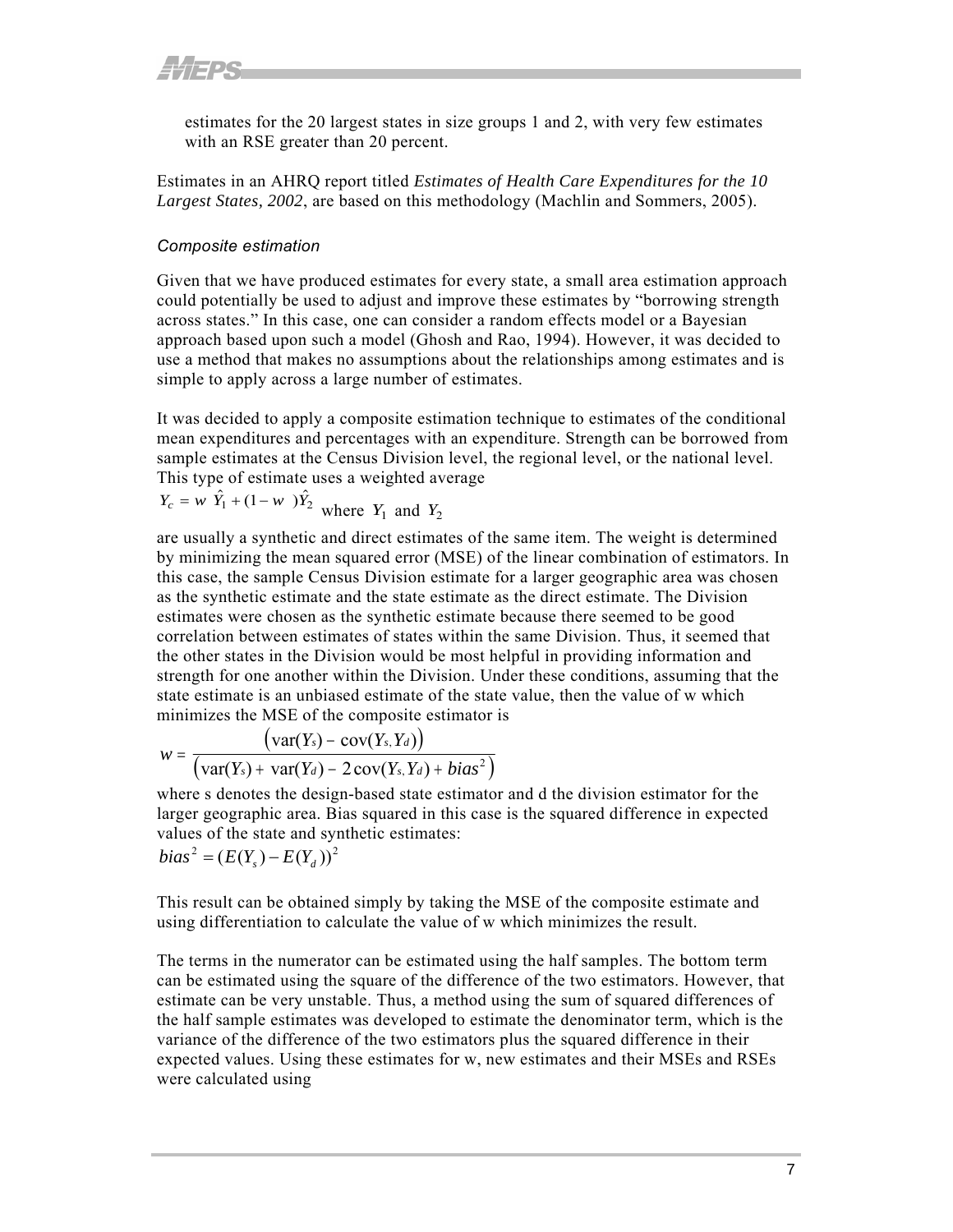estimates for the 20 largest states in size groups 1 and 2, with very few estimates with an RSE greater than 20 percent.

Estimates in an AHRQ report titled *Estimates of Health Care Expenditures for the 10 Largest States, 2002*, are based on this methodology (Machlin and Sommers, 2005).

### *Composite estimation*

Given that we have produced estimates for every state, a small area estimation approach could potentially be used to adjust and improve these estimates by "borrowing strength across states." In this case, one can consider a random effects model or a Bayesian approach based upon such a model (Ghosh and Rao, 1994). However, it was decided to use a method that makes no assumptions about the relationships among estimates and is simple to apply across a large number of estimates.

It was decided to apply a composite estimation technique to estimates of the conditional mean expenditures and percentages with an expenditure. Strength can be borrowed from sample estimates at the Census Division level, the regional level, or the national level. This type of estimate uses a weighted average

$Y_c = w\ \hat{Y}_1 + (1 - w\ )\hat{Y}_2$ where $Y_1$ and $Y_2$

are usually a synthetic and direct estimates of the same item. The weight is determined by minimizing the mean squared error (MSE) of the linear combination of estimators. In this case, the sample Census Division estimate for a larger geographic area was chosen as the synthetic estimate and the state estimate as the direct estimate. The Division estimates were chosen as the synthetic estimate because there seemed to be good correlation between estimates of states within the same Division. Thus, it seemed that the other states in the Division would be most helpful in providing information and strength for one another within the Division. Under these conditions, assuming that the state estimate is an unbiased estimate of the state value, then the value of w which minimizes the MSE of the composite estimator is

$$w = \frac{\left(\text{var}(Y_s) - \text{cov}(Y_s, Y_d)\right)}{\left(\text{var}(Y_s) + \text{var}(Y_d) - 2\,\text{cov}(Y_s, Y_d) + bias^2\right)}$$

where s denotes the design-based state estimator and d the division estimator for the larger geographic area. Bias squared in this case is the squared difference in expected values of the state and synthetic estimates:

$$bias^2 = (E(Y_s) - E(Y_d))^2$$

This result can be obtained simply by taking the MSE of the composite estimate and using differentiation to calculate the value of w which minimizes the result.

The terms in the numerator can be estimated using the half samples. The bottom term can be estimated using the square of the difference of the two estimators. However, that estimate can be very unstable. Thus, a method using the sum of squared differences of the half sample estimates was developed to estimate the denominator term, which is the variance of the difference of the two estimators plus the squared difference in their expected values. Using these estimates for w, new estimates and their MSEs and RSEs were calculated using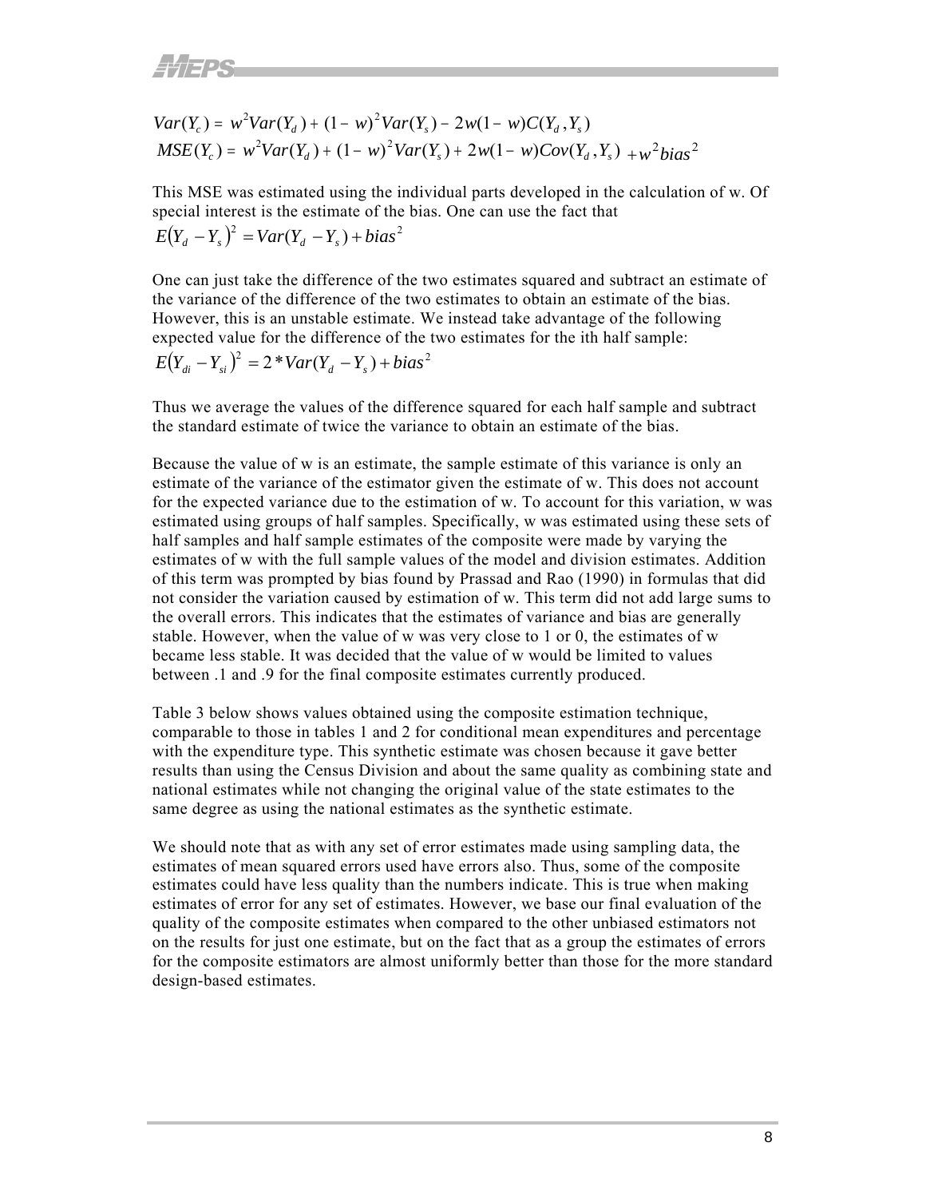$$Var(Y_c) = w^2 Var(Y_d) + (1-w)^2 Var(Y_s) - 2w(1-w)C(Y_d, Y_s)$$
$$MSE(Y_c) = w^2 Var(Y_d) + (1-w)^2 Var(Y_s) + 2w(1-w)Cov(Y_d, Y_s) + w^2 bias^2$$

This MSE was estimated using the individual parts developed in the calculation of w. Of special interest is the estimate of the bias. One can use the fact that

$$E(Y_d - Y_s)^2 = Var(Y_d - Y_s) + bias^2$$

One can just take the difference of the two estimates squared and subtract an estimate of the variance of the difference of the two estimates to obtain an estimate of the bias. However, this is an unstable estimate. We instead take advantage of the following expected value for the difference of the two estimates for the ith half sample:

$$E(Y_{di} - Y_{si})^2 = 2 * Var(Y_d - Y_s) + bias^2$$

Thus we average the values of the difference squared for each half sample and subtract the standard estimate of twice the variance to obtain an estimate of the bias.

Because the value of w is an estimate, the sample estimate of this variance is only an estimate of the variance of the estimator given the estimate of w. This does not account for the expected variance due to the estimation of w. To account for this variation, w was estimated using groups of half samples. Specifically, w was estimated using these sets of half samples and half sample estimates of the composite were made by varying the estimates of w with the full sample values of the model and division estimates. Addition of this term was prompted by bias found by Prassad and Rao (1990) in formulas that did not consider the variation caused by estimation of w. This term did not add large sums to the overall errors. This indicates that the estimates of variance and bias are generally stable. However, when the value of w was very close to 1 or 0, the estimates of w became less stable. It was decided that the value of w would be limited to values between .1 and .9 for the final composite estimates currently produced.

Table 3 below shows values obtained using the composite estimation technique, comparable to those in tables 1 and 2 for conditional mean expenditures and percentage with the expenditure type. This synthetic estimate was chosen because it gave better results than using the Census Division and about the same quality as combining state and national estimates while not changing the original value of the state estimates to the same degree as using the national estimates as the synthetic estimate.

We should note that as with any set of error estimates made using sampling data, the estimates of mean squared errors used have errors also. Thus, some of the composite estimates could have less quality than the numbers indicate. This is true when making estimates of error for any set of estimates. However, we base our final evaluation of the quality of the composite estimates when compared to the other unbiased estimators not on the results for just one estimate, but on the fact that as a group the estimates of errors for the composite estimators are almost uniformly better than those for the more standard design-based estimates.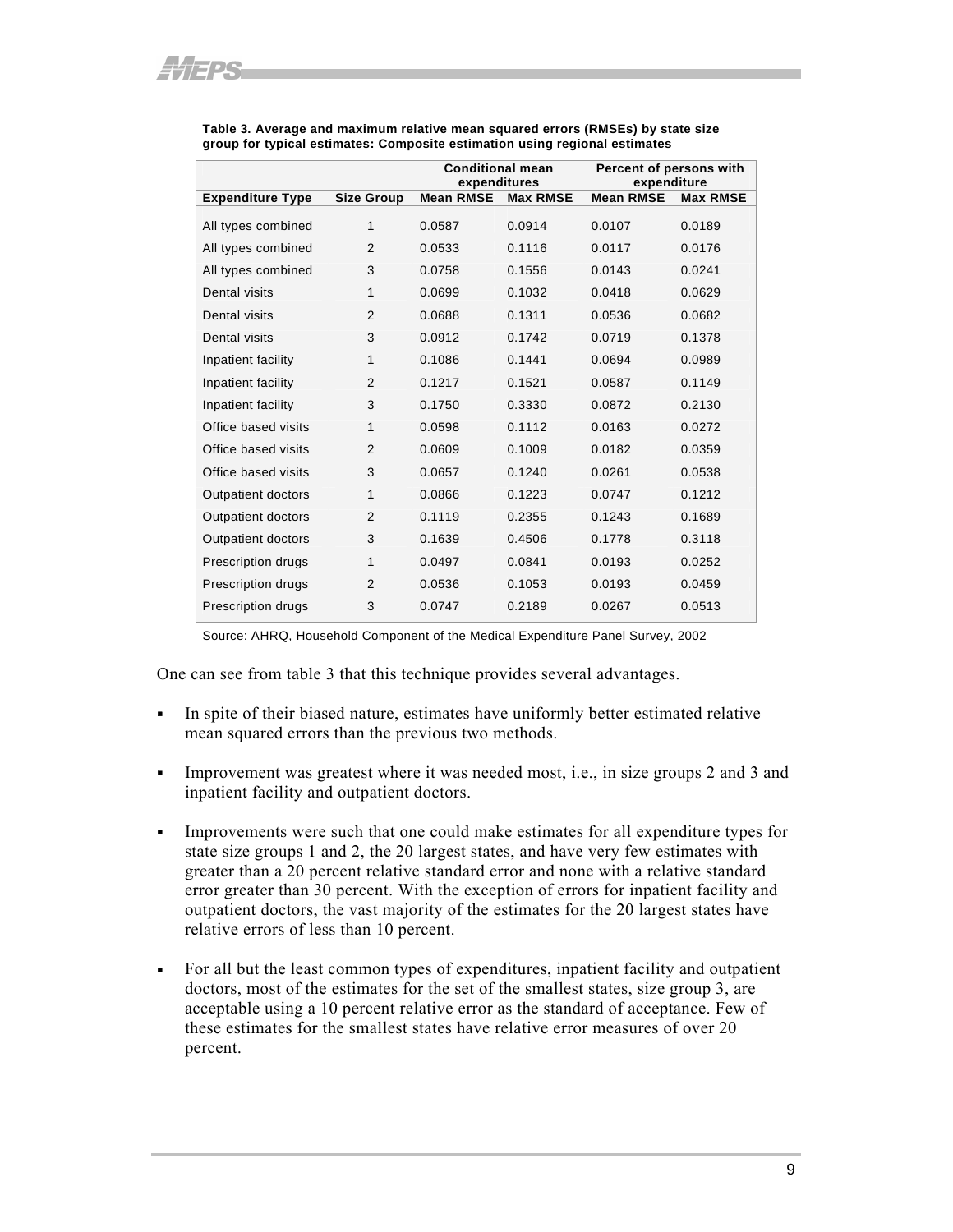**Table 3. Average and maximum relative mean squared errors (RMSEs) by state size group for typical estimates: Composite estimation using regional estimates**

| | | Conditional mean expenditures | | Percent of persons with expenditure | |
|---|---|---|---|---|---|
| **Expenditure Type** | **Size Group** | **Mean RMSE** | **Max RMSE** | **Mean RMSE** | **Max RMSE** |
| All types combined | 1 | 0.0587 | 0.0914 | 0.0107 | 0.0189 |
| All types combined | 2 | 0.0533 | 0.1116 | 0.0117 | 0.0176 |
| All types combined | 3 | 0.0758 | 0.1556 | 0.0143 | 0.0241 |
| Dental visits | 1 | 0.0699 | 0.1032 | 0.0418 | 0.0629 |
| Dental visits | 2 | 0.0688 | 0.1311 | 0.0536 | 0.0682 |
| Dental visits | 3 | 0.0912 | 0.1742 | 0.0719 | 0.1378 |
| Inpatient facility | 1 | 0.1086 | 0.1441 | 0.0694 | 0.0989 |
| Inpatient facility | 2 | 0.1217 | 0.1521 | 0.0587 | 0.1149 |
| Inpatient facility | 3 | 0.1750 | 0.3330 | 0.0872 | 0.2130 |
| Office based visits | 1 | 0.0598 | 0.1112 | 0.0163 | 0.0272 |
| Office based visits | 2 | 0.0609 | 0.1009 | 0.0182 | 0.0359 |
| Office based visits | 3 | 0.0657 | 0.1240 | 0.0261 | 0.0538 |
| Outpatient doctors | 1 | 0.0866 | 0.1223 | 0.0747 | 0.1212 |
| Outpatient doctors | 2 | 0.1119 | 0.2355 | 0.1243 | 0.1689 |
| Outpatient doctors | 3 | 0.1639 | 0.4506 | 0.1778 | 0.3118 |
| Prescription drugs | 1 | 0.0497 | 0.0841 | 0.0193 | 0.0252 |
| Prescription drugs | 2 | 0.0536 | 0.1053 | 0.0193 | 0.0459 |
| Prescription drugs | 3 | 0.0747 | 0.2189 | 0.0267 | 0.0513 |

Source: AHRQ, Household Component of the Medical Expenditure Panel Survey, 2002

One can see from table 3 that this technique provides several advantages.

- In spite of their biased nature, estimates have uniformly better estimated relative mean squared errors than the previous two methods.
- Improvement was greatest where it was needed most, i.e., in size groups 2 and 3 and inpatient facility and outpatient doctors.
- Improvements were such that one could make estimates for all expenditure types for state size groups 1 and 2, the 20 largest states, and have very few estimates with greater than a 20 percent relative standard error and none with a relative standard error greater than 30 percent. With the exception of errors for inpatient facility and outpatient doctors, the vast majority of the estimates for the 20 largest states have relative errors of less than 10 percent.
- For all but the least common types of expenditures, inpatient facility and outpatient doctors, most of the estimates for the set of the smallest states, size group 3, are acceptable using a 10 percent relative error as the standard of acceptance. Few of these estimates for the smallest states have relative error measures of over 20 percent.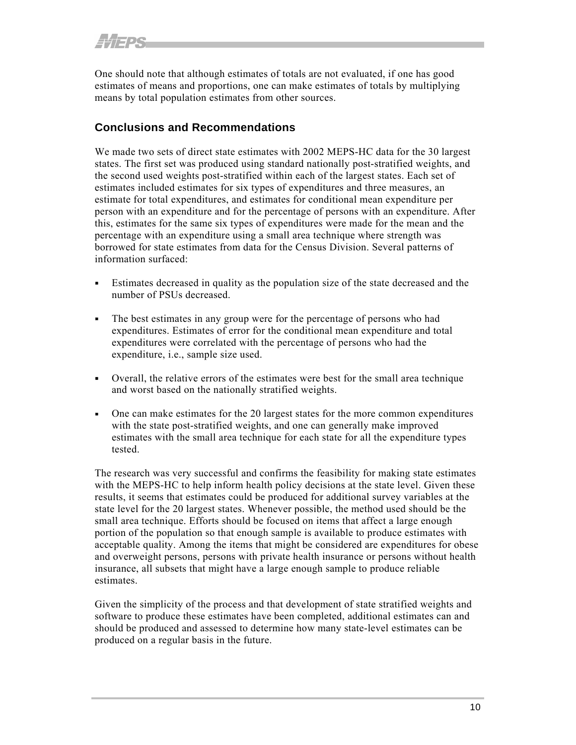One should note that although estimates of totals are not evaluated, if one has good estimates of means and proportions, one can make estimates of totals by multiplying means by total population estimates from other sources.

## Conclusions and Recommendations

We made two sets of direct state estimates with 2002 MEPS-HC data for the 30 largest states. The first set was produced using standard nationally post-stratified weights, and the second used weights post-stratified within each of the largest states. Each set of estimates included estimates for six types of expenditures and three measures, an estimate for total expenditures, and estimates for conditional mean expenditure per person with an expenditure and for the percentage of persons with an expenditure. After this, estimates for the same six types of expenditures were made for the mean and the percentage with an expenditure using a small area technique where strength was borrowed for state estimates from data for the Census Division. Several patterns of information surfaced:

- Estimates decreased in quality as the population size of the state decreased and the number of PSUs decreased.
- The best estimates in any group were for the percentage of persons who had expenditures. Estimates of error for the conditional mean expenditure and total expenditures were correlated with the percentage of persons who had the expenditure, i.e., sample size used.
- Overall, the relative errors of the estimates were best for the small area technique and worst based on the nationally stratified weights.
- One can make estimates for the 20 largest states for the more common expenditures with the state post-stratified weights, and one can generally make improved estimates with the small area technique for each state for all the expenditure types tested.

The research was very successful and confirms the feasibility for making state estimates with the MEPS-HC to help inform health policy decisions at the state level. Given these results, it seems that estimates could be produced for additional survey variables at the state level for the 20 largest states. Whenever possible, the method used should be the small area technique. Efforts should be focused on items that affect a large enough portion of the population so that enough sample is available to produce estimates with acceptable quality. Among the items that might be considered are expenditures for obese and overweight persons, persons with private health insurance or persons without health insurance, all subsets that might have a large enough sample to produce reliable estimates.

Given the simplicity of the process and that development of state stratified weights and software to produce these estimates have been completed, additional estimates can and should be produced and assessed to determine how many state-level estimates can be produced on a regular basis in the future.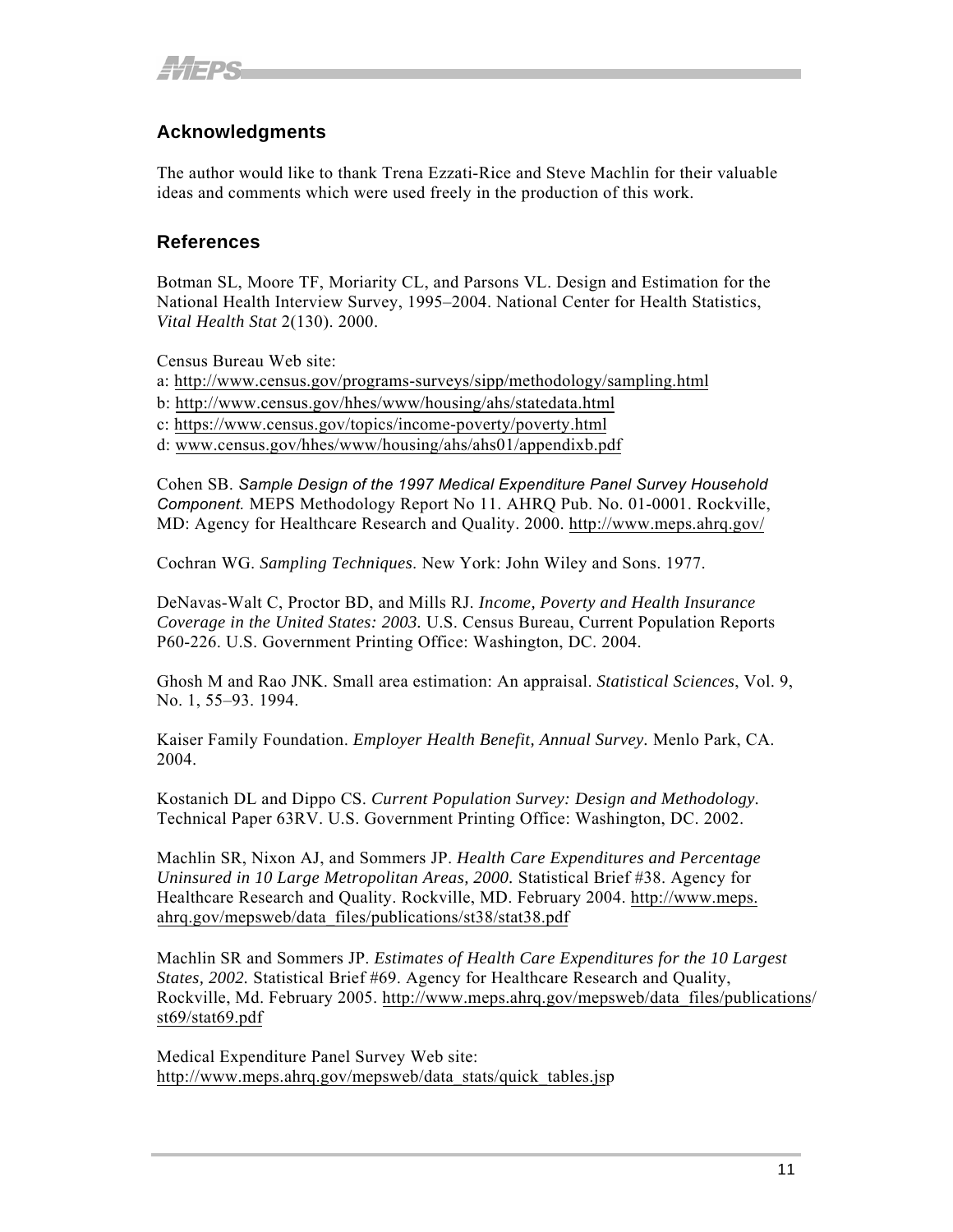## Acknowledgments

The author would like to thank Trena Ezzati-Rice and Steve Machlin for their valuable ideas and comments which were used freely in the production of this work.

## References

Botman SL, Moore TF, Moriarity CL, and Parsons VL. Design and Estimation for the National Health Interview Survey, 1995–2004. National Center for Health Statistics, *Vital Health Stat* 2(130). 2000.

Census Bureau Web site:
a: http://www.census.gov/programs-surveys/sipp/methodology/sampling.html
b: http://www.census.gov/hhes/www/housing/ahs/statedata.html
c: https://www.census.gov/topics/income-poverty/poverty.html
d: www.census.gov/hhes/www/housing/ahs/ahs01/appendixb.pdf

Cohen SB. *Sample Design of the 1997 Medical Expenditure Panel Survey Household Component.* MEPS Methodology Report No 11. AHRQ Pub. No. 01-0001. Rockville, MD: Agency for Healthcare Research and Quality. 2000. http://www.meps.ahrq.gov/

Cochran WG. *Sampling Techniques.* New York: John Wiley and Sons. 1977.

DeNavas-Walt C, Proctor BD, and Mills RJ. *Income, Poverty and Health Insurance Coverage in the United States: 2003.* U.S. Census Bureau, Current Population Reports P60-226. U.S. Government Printing Office: Washington, DC. 2004.

Ghosh M and Rao JNK. Small area estimation: An appraisal. *Statistical Sciences*, Vol. 9, No. 1, 55–93. 1994.

Kaiser Family Foundation. *Employer Health Benefit, Annual Survey.* Menlo Park, CA. 2004.

Kostanich DL and Dippo CS. *Current Population Survey: Design and Methodology.* Technical Paper 63RV. U.S. Government Printing Office: Washington, DC. 2002.

Machlin SR, Nixon AJ, and Sommers JP. *Health Care Expenditures and Percentage Uninsured in 10 Large Metropolitan Areas, 2000.* Statistical Brief #38. Agency for Healthcare Research and Quality. Rockville, MD. February 2004. http://www.meps.ahrq.gov/mepsweb/data_files/publications/st38/stat38.pdf

Machlin SR and Sommers JP. *Estimates of Health Care Expenditures for the 10 Largest States, 2002.* Statistical Brief #69. Agency for Healthcare Research and Quality, Rockville, Md. February 2005. http://www.meps.ahrq.gov/mepsweb/data_files/publications/st69/stat69.pdf

Medical Expenditure Panel Survey Web site:
http://www.meps.ahrq.gov/mepsweb/data_stats/quick_tables.jsp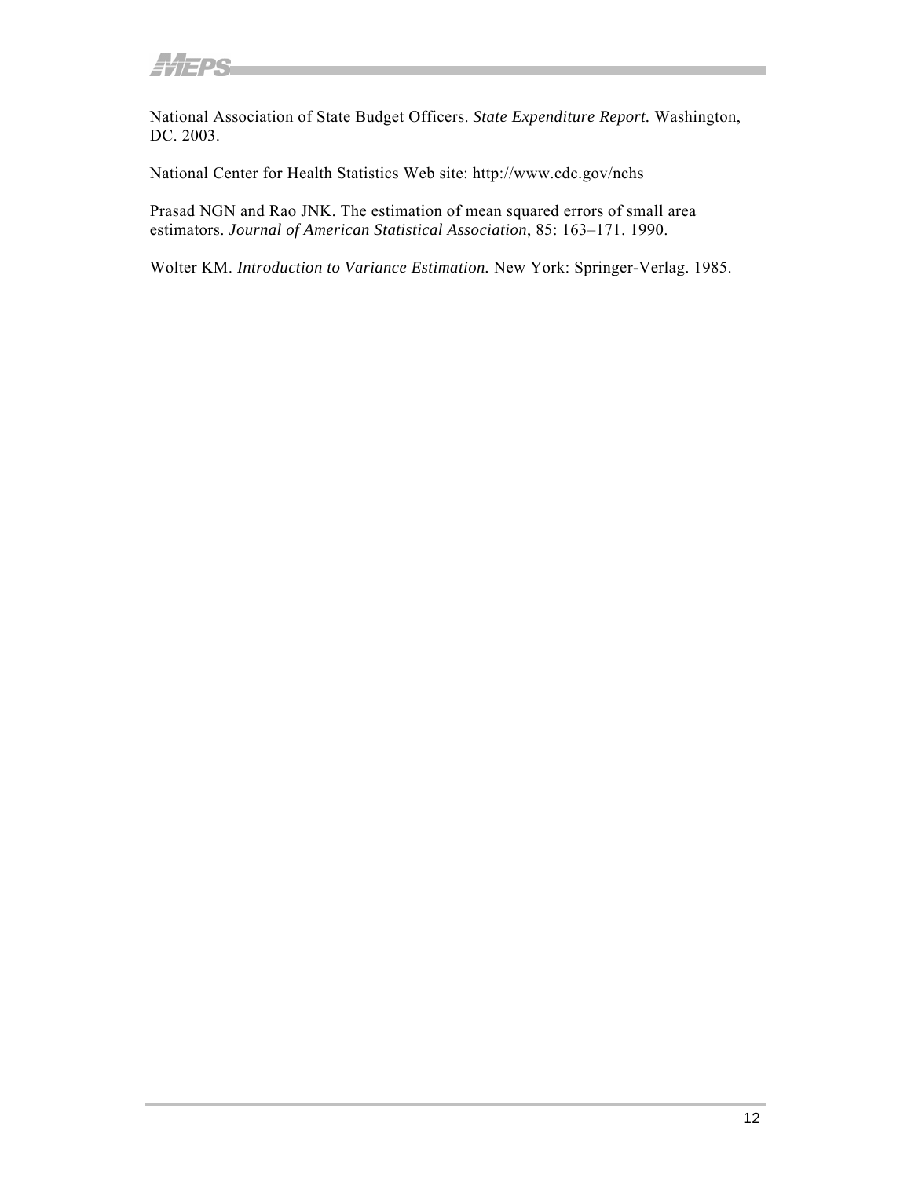National Association of State Budget Officers. *State Expenditure Report.* Washington, DC. 2003.

National Center for Health Statistics Web site: http://www.cdc.gov/nchs

Prasad NGN and Rao JNK. The estimation of mean squared errors of small area estimators. *Journal of American Statistical Association*, 85: 163–171. 1990.

Wolter KM. *Introduction to Variance Estimation.* New York: Springer-Verlag. 1985.